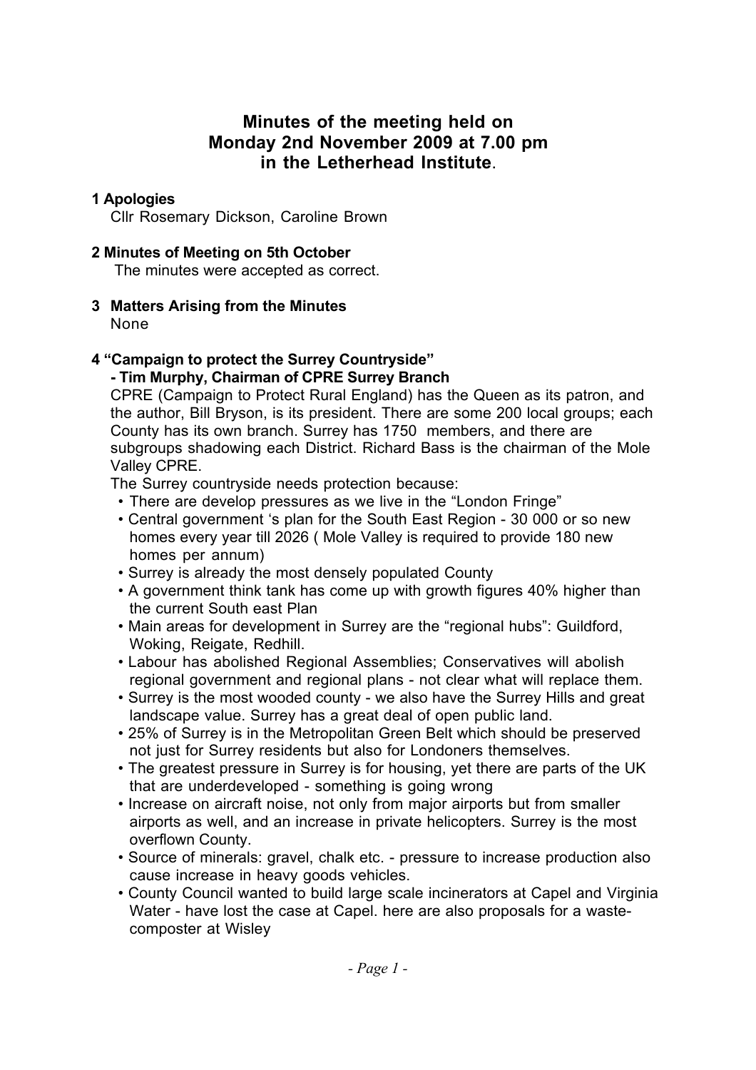# Minutes of the meeting held on Monday 2nd November 2009 at 7.00 pm in the Letherhead Institute.

**1 Apologies**

Cllr Rosemary Dickson, Caroline Brown

**2 Minutes of Meeting on 5th October**

The minutes were accepted as correct.

**3 Matters Arising from the Minutes**

None

**4 "Campaign to protect the Surrey Countryside"**
**- Tim Murphy, Chairman of CPRE Surrey Branch**

CPRE (Campaign to Protect Rural England) has the Queen as its patron, and the author, Bill Bryson, is its president. There are some 200 local groups; each County has its own branch. Surrey has 1750 members, and there are subgroups shadowing each District. Richard Bass is the chairman of the Mole Valley CPRE.

The Surrey countryside needs protection because:

- There are develop pressures as we live in the "London Fringe"
- Central government 's plan for the South East Region - 30 000 or so new homes every year till 2026 ( Mole Valley is required to provide 180 new homes per annum)
- Surrey is already the most densely populated County
- A government think tank has come up with growth figures 40% higher than the current South east Plan
- Main areas for development in Surrey are the "regional hubs": Guildford, Woking, Reigate, Redhill.
- Labour has abolished Regional Assemblies; Conservatives will abolish regional government and regional plans - not clear what will replace them.
- Surrey is the most wooded county - we also have the Surrey Hills and great landscape value. Surrey has a great deal of open public land.
- 25% of Surrey is in the Metropolitan Green Belt which should be preserved not just for Surrey residents but also for Londoners themselves.
- The greatest pressure in Surrey is for housing, yet there are parts of the UK that are underdeveloped - something is going wrong
- Increase on aircraft noise, not only from major airports but from smaller airports as well, and an increase in private helicopters. Surrey is the most overflown County.
- Source of minerals: gravel, chalk etc. - pressure to increase production also cause increase in heavy goods vehicles.
- County Council wanted to build large scale incinerators at Capel and Virginia Water - have lost the case at Capel. here are also proposals for a waste-composter at Wisley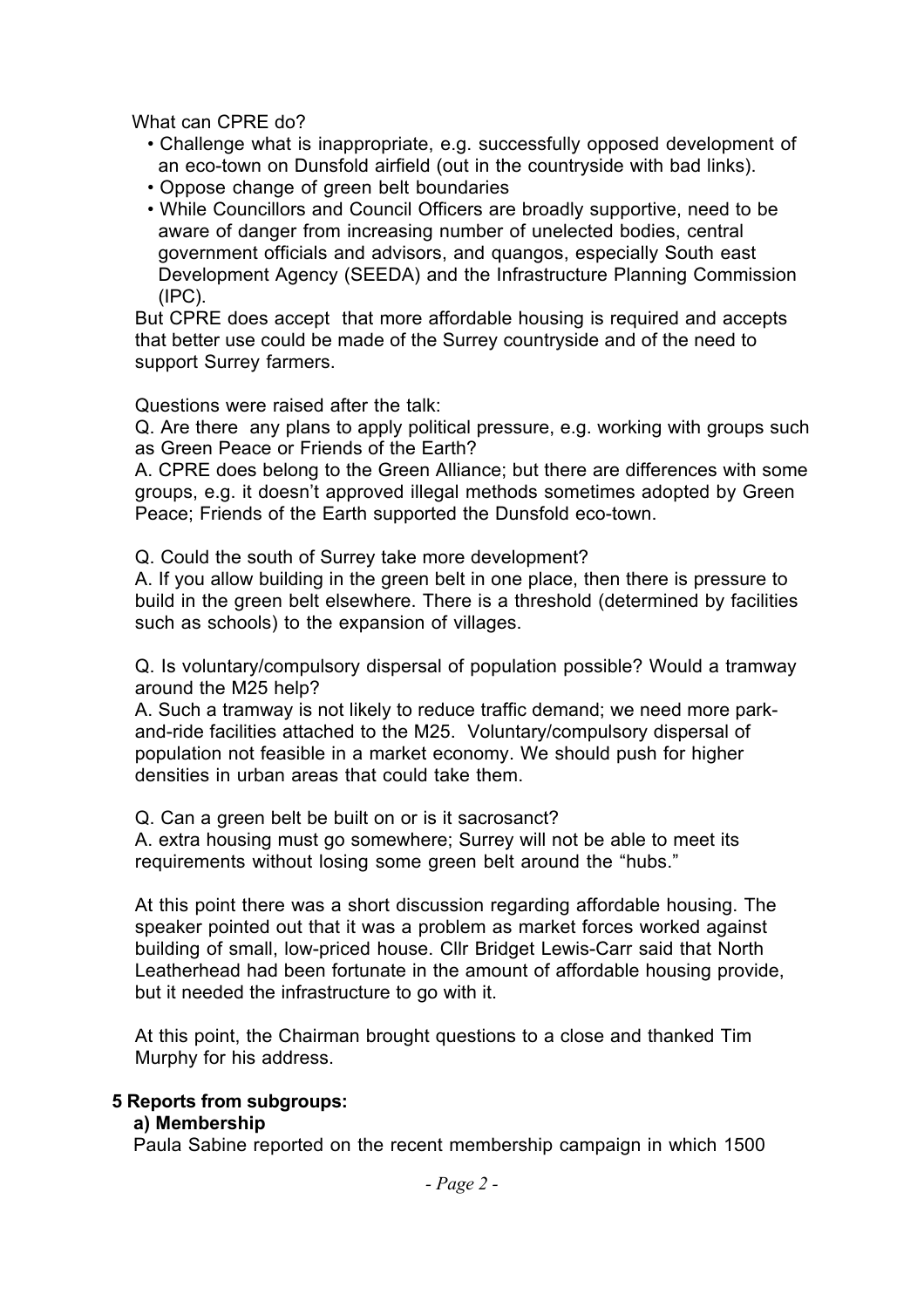What can CPRE do?

- Challenge what is inappropriate, e.g. successfully opposed development of an eco-town on Dunsfold airfield (out in the countryside with bad links).
- Oppose change of green belt boundaries
- While Councillors and Council Officers are broadly supportive, need to be aware of danger from increasing number of unelected bodies, central government officials and advisors, and quangos, especially South east Development Agency (SEEDA) and the Infrastructure Planning Commission (IPC).

But CPRE does accept that more affordable housing is required and accepts that better use could be made of the Surrey countryside and of the need to support Surrey farmers.

Questions were raised after the talk:

Q. Are there any plans to apply political pressure, e.g. working with groups such as Green Peace or Friends of the Earth?

A. CPRE does belong to the Green Alliance; but there are differences with some groups, e.g. it doesn't approved illegal methods sometimes adopted by Green Peace; Friends of the Earth supported the Dunsfold eco-town.

Q. Could the south of Surrey take more development?

A. If you allow building in the green belt in one place, then there is pressure to build in the green belt elsewhere. There is a threshold (determined by facilities such as schools) to the expansion of villages.

Q. Is voluntary/compulsory dispersal of population possible? Would a tramway around the M25 help?

A. Such a tramway is not likely to reduce traffic demand; we need more park-and-ride facilities attached to the M25. Voluntary/compulsory dispersal of population not feasible in a market economy. We should push for higher densities in urban areas that could take them.

Q. Can a green belt be built on or is it sacrosanct?

A. extra housing must go somewhere; Surrey will not be able to meet its requirements without losing some green belt around the "hubs."

At this point there was a short discussion regarding affordable housing. The speaker pointed out that it was a problem as market forces worked against building of small, low-priced house. Cllr Bridget Lewis-Carr said that North Leatherhead had been fortunate in the amount of affordable housing provide, but it needed the infrastructure to go with it.

At this point, the Chairman brought questions to a close and thanked Tim Murphy for his address.

## 5 Reports from subgroups:

### a) Membership

Paula Sabine reported on the recent membership campaign in which 1500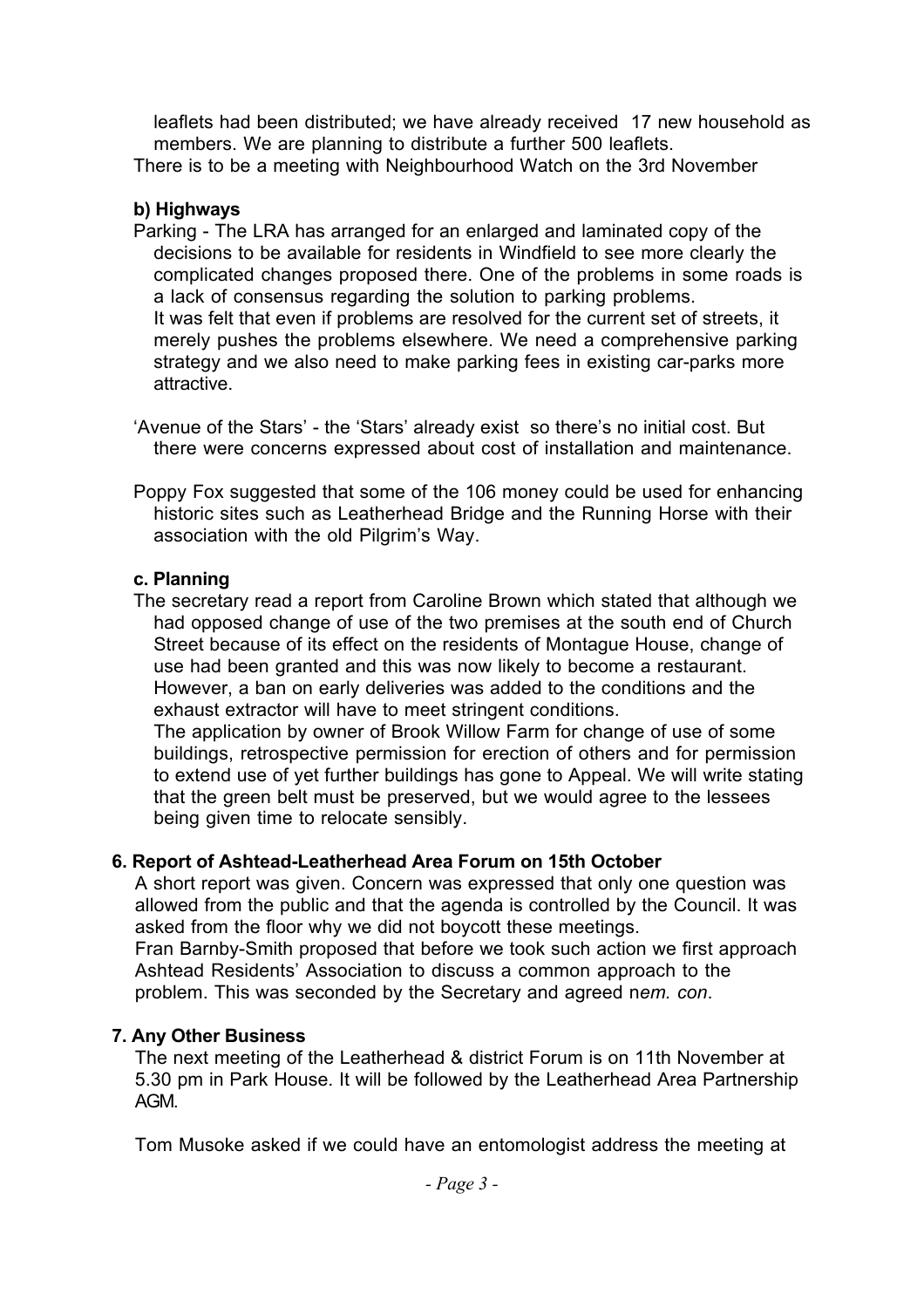leaflets had been distributed; we have already received 17 new household as members. We are planning to distribute a further 500 leaflets.

There is to be a meeting with Neighbourhood Watch on the 3rd November

**b) Highways**

Parking - The LRA has arranged for an enlarged and laminated copy of the decisions to be available for residents in Windfield to see more clearly the complicated changes proposed there. One of the problems in some roads is a lack of consensus regarding the solution to parking problems. It was felt that even if problems are resolved for the current set of streets, it merely pushes the problems elsewhere. We need a comprehensive parking strategy and we also need to make parking fees in existing car-parks more attractive.

'Avenue of the Stars' - the 'Stars' already exist so there's no initial cost. But there were concerns expressed about cost of installation and maintenance.

Poppy Fox suggested that some of the 106 money could be used for enhancing historic sites such as Leatherhead Bridge and the Running Horse with their association with the old Pilgrim's Way.

**c. Planning**

The secretary read a report from Caroline Brown which stated that although we had opposed change of use of the two premises at the south end of Church Street because of its effect on the residents of Montague House, change of use had been granted and this was now likely to become a restaurant. However, a ban on early deliveries was added to the conditions and the exhaust extractor will have to meet stringent conditions.

The application by owner of Brook Willow Farm for change of use of some buildings, retrospective permission for erection of others and for permission to extend use of yet further buildings has gone to Appeal. We will write stating that the green belt must be preserved, but we would agree to the lessees being given time to relocate sensibly.

**6. Report of Ashtead-Leatherhead Area Forum on 15th October**

A short report was given. Concern was expressed that only one question was allowed from the public and that the agenda is controlled by the Council. It was asked from the floor why we did not boycott these meetings.

Fran Barnby-Smith proposed that before we took such action we first approach Ashtead Residents' Association to discuss a common approach to the problem. This was seconded by the Secretary and agreed n*em. con*.

**7. Any Other Business**

The next meeting of the Leatherhead & district Forum is on 11th November at 5.30 pm in Park House. It will be followed by the Leatherhead Area Partnership AGM.

Tom Musoke asked if we could have an entomologist address the meeting at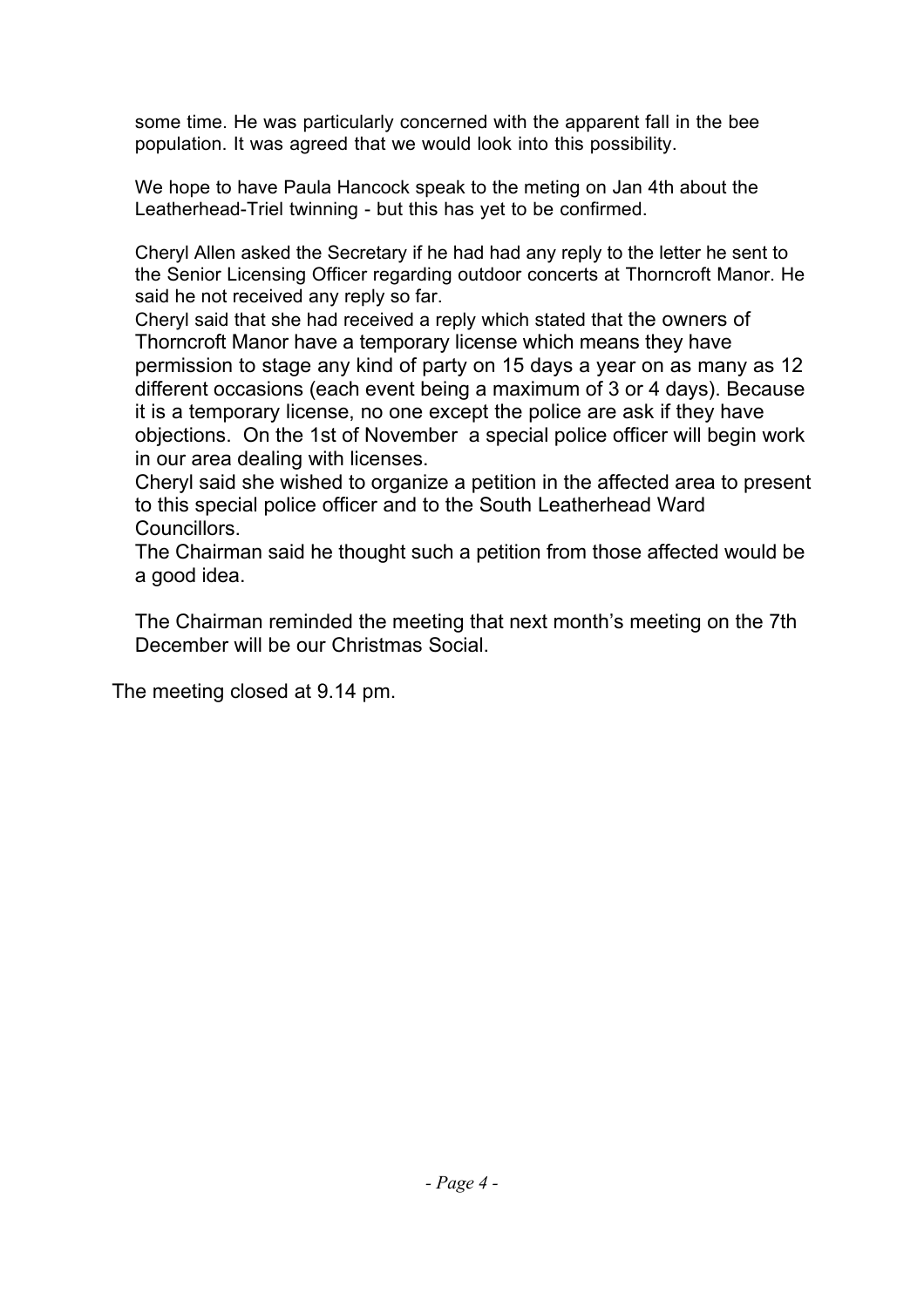some time. He was particularly concerned with the apparent fall in the bee population. It was agreed that we would look into this possibility.

We hope to have Paula Hancock speak to the meting on Jan 4th about the Leatherhead-Triel twinning - but this has yet to be confirmed.

Cheryl Allen asked the Secretary if he had had any reply to the letter he sent to the Senior Licensing Officer regarding outdoor concerts at Thorncroft Manor. He said he not received any reply so far.
Cheryl said that she had received a reply which stated that the owners of Thorncroft Manor have a temporary license which means they have permission to stage any kind of party on 15 days a year on as many as 12 different occasions (each event being a maximum of 3 or 4 days). Because it is a temporary license, no one except the police are ask if they have objections. On the 1st of November a special police officer will begin work in our area dealing with licenses.
Cheryl said she wished to organize a petition in the affected area to present to this special police officer and to the South Leatherhead Ward Councillors.
The Chairman said he thought such a petition from those affected would be a good idea.

The Chairman reminded the meeting that next month's meeting on the 7th December will be our Christmas Social.

The meeting closed at 9.14 pm.